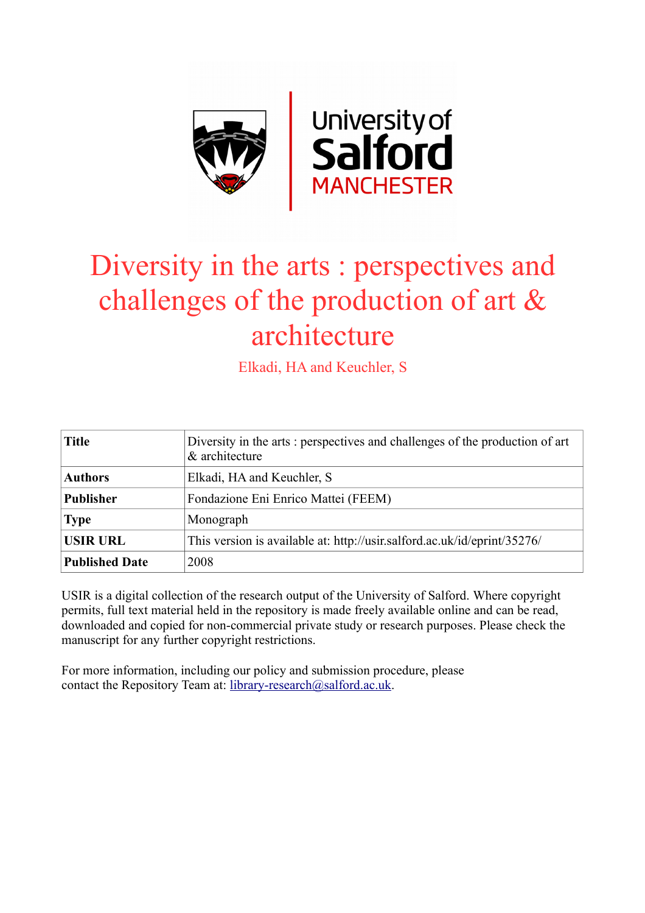# Diversity in the arts : perspectives and challenges of the production of art & architecture

Elkadi, HA and Keuchler, S

| Title | Diversity in the arts : perspectives and challenges of the production of art & architecture |
|---|---|
| Authors | Elkadi, HA and Keuchler, S |
| Publisher | Fondazione Eni Enrico Mattei (FEEM) |
| Type | Monograph |
| USIR URL | This version is available at: http://usir.salford.ac.uk/id/eprint/35276/ |
| Published Date | 2008 |

USIR is a digital collection of the research output of the University of Salford. Where copyright permits, full text material held in the repository is made freely available online and can be read, downloaded and copied for non-commercial private study or research purposes. Please check the manuscript for any further copyright restrictions.

For more information, including our policy and submission procedure, please contact the Repository Team at: library-research@salford.ac.uk.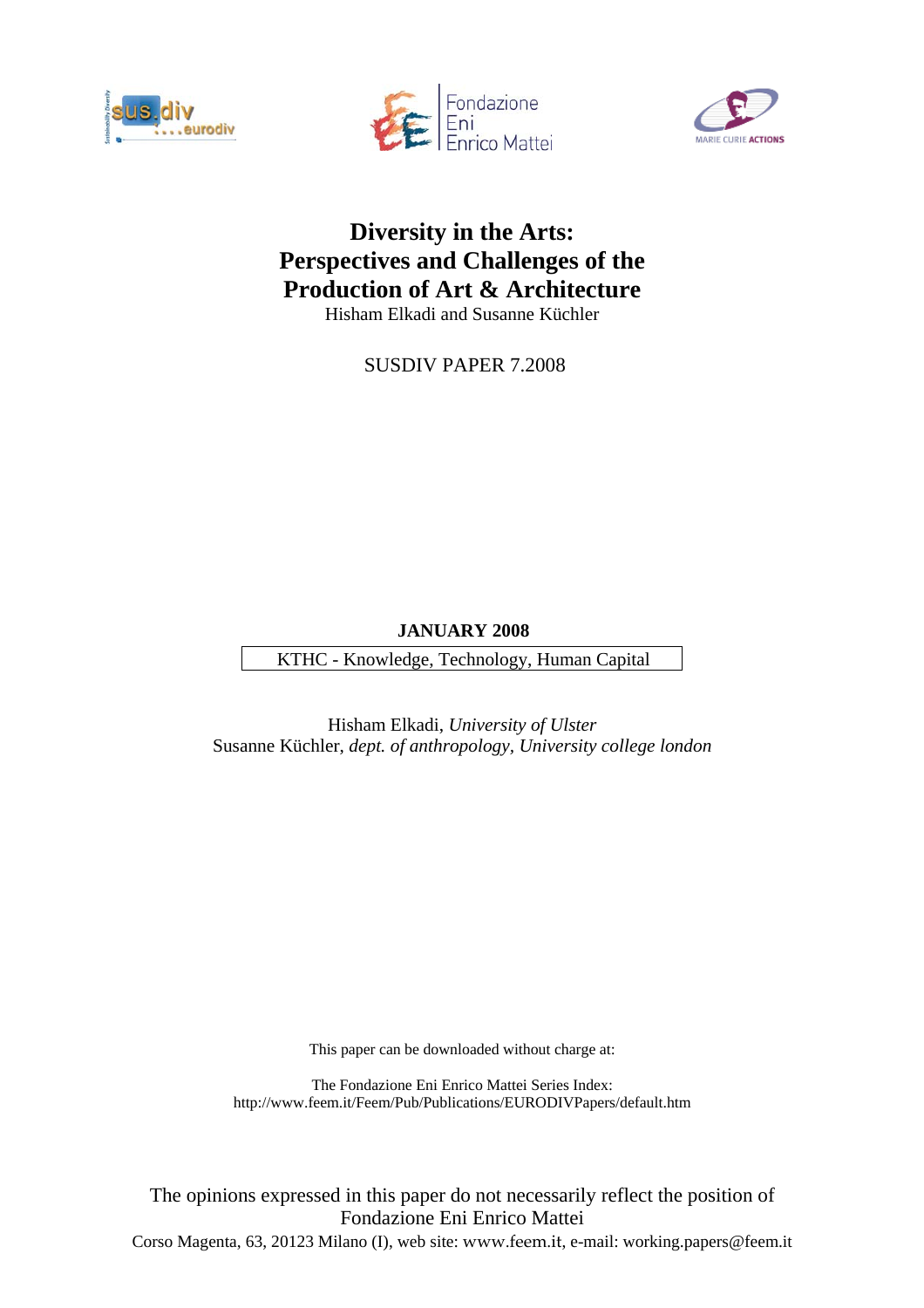# Diversity in the Arts: Perspectives and Challenges of the Production of Art & Architecture

Hisham Elkadi and Susanne Küchler

SUSDIV PAPER 7.2008

**JANUARY 2008**

KTHC - Knowledge, Technology, Human Capital

Hisham Elkadi, *University of Ulster*
Susanne Küchler, *dept. of anthropology*, *University college london*

This paper can be downloaded without charge at:

The Fondazione Eni Enrico Mattei Series Index:
http://www.feem.it/Feem/Pub/Publications/EURODIVPapers/default.htm

The opinions expressed in this paper do not necessarily reflect the position of Fondazione Eni Enrico Mattei
Corso Magenta, 63, 20123 Milano (I), web site: www.feem.it, e-mail: working.papers@feem.it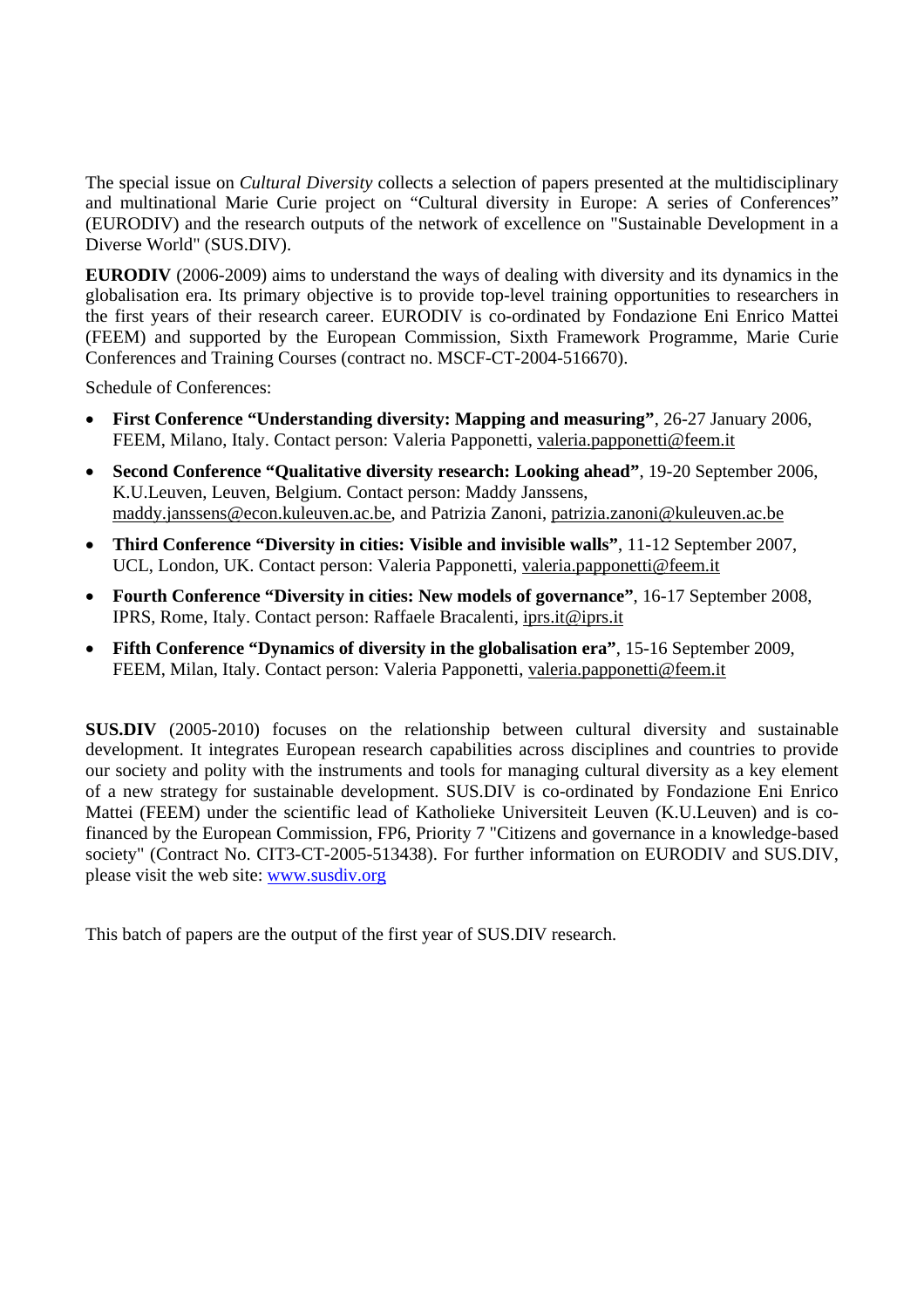The special issue on *Cultural Diversity* collects a selection of papers presented at the multidisciplinary and multinational Marie Curie project on "Cultural diversity in Europe: A series of Conferences" (EURODIV) and the research outputs of the network of excellence on "Sustainable Development in a Diverse World" (SUS.DIV).

**EURODIV** (2006-2009) aims to understand the ways of dealing with diversity and its dynamics in the globalisation era. Its primary objective is to provide top-level training opportunities to researchers in the first years of their research career. EURODIV is co-ordinated by Fondazione Eni Enrico Mattei (FEEM) and supported by the European Commission, Sixth Framework Programme, Marie Curie Conferences and Training Courses (contract no. MSCF-CT-2004-516670).

Schedule of Conferences:

- **First Conference "Understanding diversity: Mapping and measuring"**, 26-27 January 2006, FEEM, Milano, Italy. Contact person: Valeria Papponetti, valeria.papponetti@feem.it
- **Second Conference "Qualitative diversity research: Looking ahead"**, 19-20 September 2006, K.U.Leuven, Leuven, Belgium. Contact person: Maddy Janssens, maddy.janssens@econ.kuleuven.ac.be, and Patrizia Zanoni, patrizia.zanoni@kuleuven.ac.be
- **Third Conference "Diversity in cities: Visible and invisible walls"**, 11-12 September 2007, UCL, London, UK. Contact person: Valeria Papponetti, valeria.papponetti@feem.it
- **Fourth Conference "Diversity in cities: New models of governance"**, 16-17 September 2008, IPRS, Rome, Italy. Contact person: Raffaele Bracalenti, iprs.it@iprs.it
- **Fifth Conference "Dynamics of diversity in the globalisation era"**, 15-16 September 2009, FEEM, Milan, Italy. Contact person: Valeria Papponetti, valeria.papponetti@feem.it

**SUS.DIV** (2005-2010) focuses on the relationship between cultural diversity and sustainable development. It integrates European research capabilities across disciplines and countries to provide our society and polity with the instruments and tools for managing cultural diversity as a key element of a new strategy for sustainable development. SUS.DIV is co-ordinated by Fondazione Eni Enrico Mattei (FEEM) under the scientific lead of Katholieke Universiteit Leuven (K.U.Leuven) and is co-financed by the European Commission, FP6, Priority 7 "Citizens and governance in a knowledge-based society" (Contract No. CIT3-CT-2005-513438). For further information on EURODIV and SUS.DIV, please visit the web site: www.susdiv.org

This batch of papers are the output of the first year of SUS.DIV research.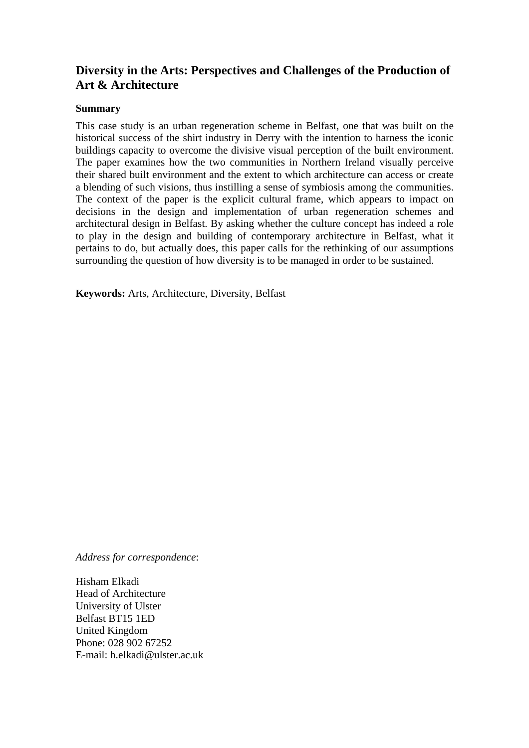# Diversity in the Arts: Perspectives and Challenges of the Production of Art & Architecture

**Summary**

This case study is an urban regeneration scheme in Belfast, one that was built on the historical success of the shirt industry in Derry with the intention to harness the iconic buildings capacity to overcome the divisive visual perception of the built environment. The paper examines how the two communities in Northern Ireland visually perceive their shared built environment and the extent to which architecture can access or create a blending of such visions, thus instilling a sense of symbiosis among the communities. The context of the paper is the explicit cultural frame, which appears to impact on decisions in the design and implementation of urban regeneration schemes and architectural design in Belfast. By asking whether the culture concept has indeed a role to play in the design and building of contemporary architecture in Belfast, what it pertains to do, but actually does, this paper calls for the rethinking of our assumptions surrounding the question of how diversity is to be managed in order to be sustained.

**Keywords:** Arts, Architecture, Diversity, Belfast

*Address for correspondence*:

Hisham Elkadi
Head of Architecture
University of Ulster
Belfast BT15 1ED
United Kingdom
Phone: 028 902 67252
E-mail: h.elkadi@ulster.ac.uk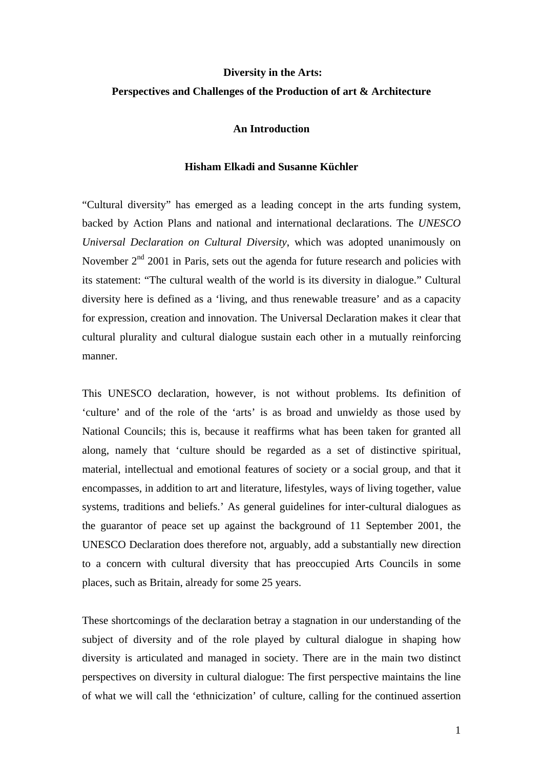**Diversity in the Arts:**

**Perspectives and Challenges of the Production of art & Architecture**

**An Introduction**

**Hisham Elkadi and Susanne Küchler**

"Cultural diversity" has emerged as a leading concept in the arts funding system, backed by Action Plans and national and international declarations. The *UNESCO Universal Declaration on Cultural Diversity*, which was adopted unanimously on November 2nd 2001 in Paris, sets out the agenda for future research and policies with its statement: "The cultural wealth of the world is its diversity in dialogue." Cultural diversity here is defined as a 'living, and thus renewable treasure' and as a capacity for expression, creation and innovation. The Universal Declaration makes it clear that cultural plurality and cultural dialogue sustain each other in a mutually reinforcing manner.

This UNESCO declaration, however, is not without problems. Its definition of 'culture' and of the role of the 'arts' is as broad and unwieldy as those used by National Councils; this is, because it reaffirms what has been taken for granted all along, namely that 'culture should be regarded as a set of distinctive spiritual, material, intellectual and emotional features of society or a social group, and that it encompasses, in addition to art and literature, lifestyles, ways of living together, value systems, traditions and beliefs.' As general guidelines for inter-cultural dialogues as the guarantor of peace set up against the background of 11 September 2001, the UNESCO Declaration does therefore not, arguably, add a substantially new direction to a concern with cultural diversity that has preoccupied Arts Councils in some places, such as Britain, already for some 25 years.

These shortcomings of the declaration betray a stagnation in our understanding of the subject of diversity and of the role played by cultural dialogue in shaping how diversity is articulated and managed in society. There are in the main two distinct perspectives on diversity in cultural dialogue: The first perspective maintains the line of what we will call the 'ethnicization' of culture, calling for the continued assertion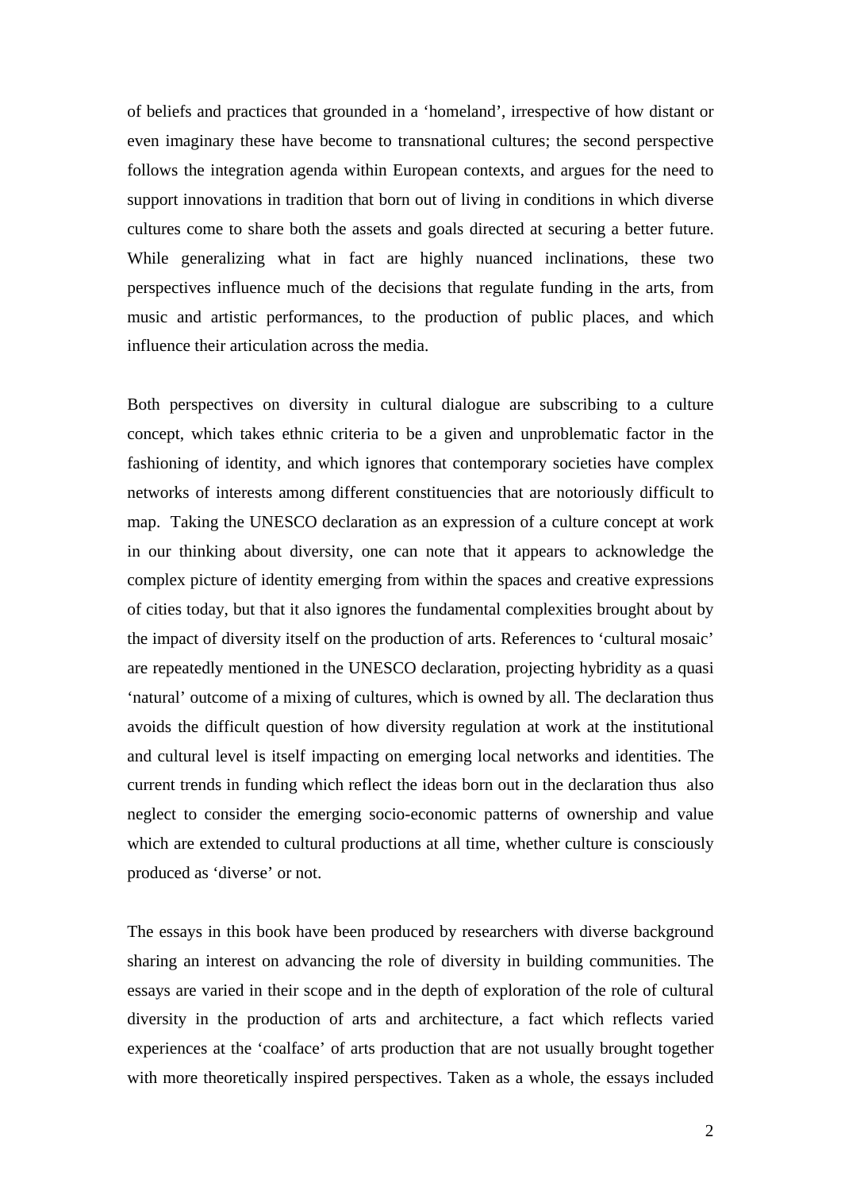of beliefs and practices that grounded in a 'homeland', irrespective of how distant or even imaginary these have become to transnational cultures; the second perspective follows the integration agenda within European contexts, and argues for the need to support innovations in tradition that born out of living in conditions in which diverse cultures come to share both the assets and goals directed at securing a better future. While generalizing what in fact are highly nuanced inclinations, these two perspectives influence much of the decisions that regulate funding in the arts, from music and artistic performances, to the production of public places, and which influence their articulation across the media.

Both perspectives on diversity in cultural dialogue are subscribing to a culture concept, which takes ethnic criteria to be a given and unproblematic factor in the fashioning of identity, and which ignores that contemporary societies have complex networks of interests among different constituencies that are notoriously difficult to map. Taking the UNESCO declaration as an expression of a culture concept at work in our thinking about diversity, one can note that it appears to acknowledge the complex picture of identity emerging from within the spaces and creative expressions of cities today, but that it also ignores the fundamental complexities brought about by the impact of diversity itself on the production of arts. References to 'cultural mosaic' are repeatedly mentioned in the UNESCO declaration, projecting hybridity as a quasi 'natural' outcome of a mixing of cultures, which is owned by all. The declaration thus avoids the difficult question of how diversity regulation at work at the institutional and cultural level is itself impacting on emerging local networks and identities. The current trends in funding which reflect the ideas born out in the declaration thus also neglect to consider the emerging socio-economic patterns of ownership and value which are extended to cultural productions at all time, whether culture is consciously produced as 'diverse' or not.

The essays in this book have been produced by researchers with diverse background sharing an interest on advancing the role of diversity in building communities. The essays are varied in their scope and in the depth of exploration of the role of cultural diversity in the production of arts and architecture, a fact which reflects varied experiences at the 'coalface' of arts production that are not usually brought together with more theoretically inspired perspectives. Taken as a whole, the essays included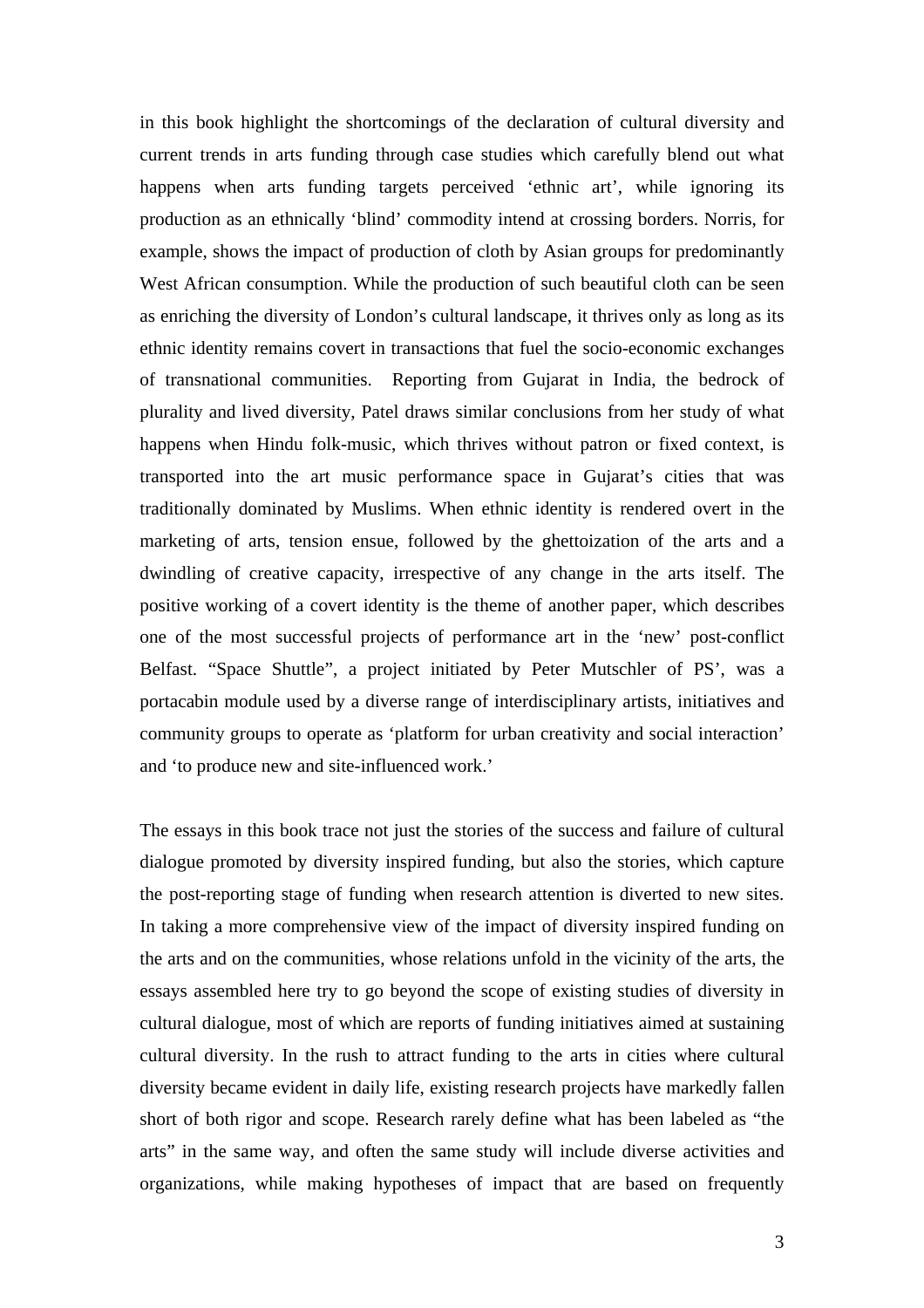in this book highlight the shortcomings of the declaration of cultural diversity and current trends in arts funding through case studies which carefully blend out what happens when arts funding targets perceived 'ethnic art', while ignoring its production as an ethnically 'blind' commodity intend at crossing borders. Norris, for example, shows the impact of production of cloth by Asian groups for predominantly West African consumption. While the production of such beautiful cloth can be seen as enriching the diversity of London's cultural landscape, it thrives only as long as its ethnic identity remains covert in transactions that fuel the socio-economic exchanges of transnational communities. Reporting from Gujarat in India, the bedrock of plurality and lived diversity, Patel draws similar conclusions from her study of what happens when Hindu folk-music, which thrives without patron or fixed context, is transported into the art music performance space in Gujarat's cities that was traditionally dominated by Muslims. When ethnic identity is rendered overt in the marketing of arts, tension ensue, followed by the ghettoization of the arts and a dwindling of creative capacity, irrespective of any change in the arts itself. The positive working of a covert identity is the theme of another paper, which describes one of the most successful projects of performance art in the 'new' post-conflict Belfast. "Space Shuttle", a project initiated by Peter Mutschler of PS', was a portacabin module used by a diverse range of interdisciplinary artists, initiatives and community groups to operate as 'platform for urban creativity and social interaction' and 'to produce new and site-influenced work.'

The essays in this book trace not just the stories of the success and failure of cultural dialogue promoted by diversity inspired funding, but also the stories, which capture the post-reporting stage of funding when research attention is diverted to new sites. In taking a more comprehensive view of the impact of diversity inspired funding on the arts and on the communities, whose relations unfold in the vicinity of the arts, the essays assembled here try to go beyond the scope of existing studies of diversity in cultural dialogue, most of which are reports of funding initiatives aimed at sustaining cultural diversity. In the rush to attract funding to the arts in cities where cultural diversity became evident in daily life, existing research projects have markedly fallen short of both rigor and scope. Research rarely define what has been labeled as "the arts" in the same way, and often the same study will include diverse activities and organizations, while making hypotheses of impact that are based on frequently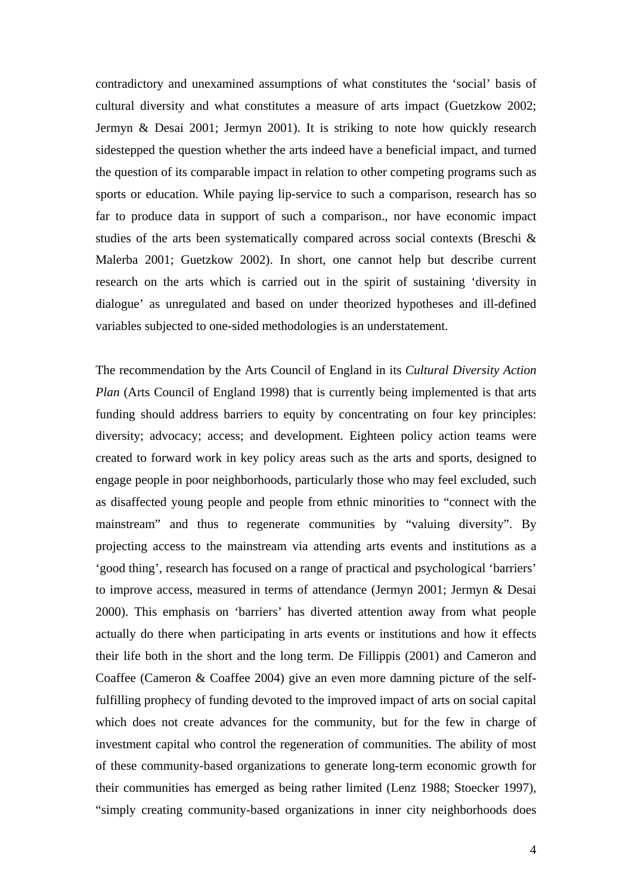contradictory and unexamined assumptions of what constitutes the 'social' basis of cultural diversity and what constitutes a measure of arts impact (Guetzkow 2002; Jermyn & Desai 2001; Jermyn 2001). It is striking to note how quickly research sidestepped the question whether the arts indeed have a beneficial impact, and turned the question of its comparable impact in relation to other competing programs such as sports or education. While paying lip-service to such a comparison, research has so far to produce data in support of such a comparison., nor have economic impact studies of the arts been systematically compared across social contexts (Breschi & Malerba 2001; Guetzkow 2002). In short, one cannot help but describe current research on the arts which is carried out in the spirit of sustaining 'diversity in dialogue' as unregulated and based on under theorized hypotheses and ill-defined variables subjected to one-sided methodologies is an understatement.

The recommendation by the Arts Council of England in its *Cultural Diversity Action Plan* (Arts Council of England 1998) that is currently being implemented is that arts funding should address barriers to equity by concentrating on four key principles: diversity; advocacy; access; and development. Eighteen policy action teams were created to forward work in key policy areas such as the arts and sports, designed to engage people in poor neighborhoods, particularly those who may feel excluded, such as disaffected young people and people from ethnic minorities to "connect with the mainstream" and thus to regenerate communities by "valuing diversity". By projecting access to the mainstream via attending arts events and institutions as a 'good thing', research has focused on a range of practical and psychological 'barriers' to improve access, measured in terms of attendance (Jermyn 2001; Jermyn & Desai 2000). This emphasis on 'barriers' has diverted attention away from what people actually do there when participating in arts events or institutions and how it effects their life both in the short and the long term. De Fillippis (2001) and Cameron and Coaffee (Cameron & Coaffee 2004) give an even more damning picture of the self-fulfilling prophecy of funding devoted to the improved impact of arts on social capital which does not create advances for the community, but for the few in charge of investment capital who control the regeneration of communities. The ability of most of these community-based organizations to generate long-term economic growth for their communities has emerged as being rather limited (Lenz 1988; Stoecker 1997), "simply creating community-based organizations in inner city neighborhoods does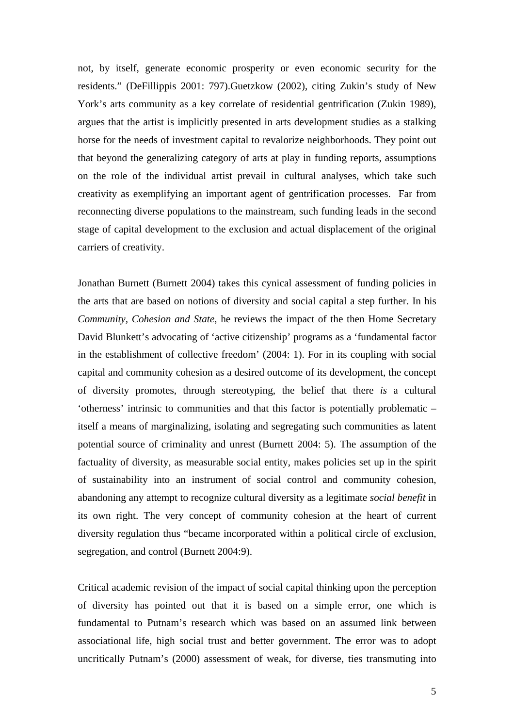not, by itself, generate economic prosperity or even economic security for the residents." (DeFillippis 2001: 797).Guetzkow (2002), citing Zukin's study of New York's arts community as a key correlate of residential gentrification (Zukin 1989), argues that the artist is implicitly presented in arts development studies as a stalking horse for the needs of investment capital to revalorize neighborhoods. They point out that beyond the generalizing category of arts at play in funding reports, assumptions on the role of the individual artist prevail in cultural analyses, which take such creativity as exemplifying an important agent of gentrification processes. Far from reconnecting diverse populations to the mainstream, such funding leads in the second stage of capital development to the exclusion and actual displacement of the original carriers of creativity.

Jonathan Burnett (Burnett 2004) takes this cynical assessment of funding policies in the arts that are based on notions of diversity and social capital a step further. In his *Community, Cohesion and State*, he reviews the impact of the then Home Secretary David Blunkett's advocating of 'active citizenship' programs as a 'fundamental factor in the establishment of collective freedom' (2004: 1). For in its coupling with social capital and community cohesion as a desired outcome of its development, the concept of diversity promotes, through stereotyping, the belief that there *is* a cultural 'otherness' intrinsic to communities and that this factor is potentially problematic – itself a means of marginalizing, isolating and segregating such communities as latent potential source of criminality and unrest (Burnett 2004: 5). The assumption of the factuality of diversity, as measurable social entity, makes policies set up in the spirit of sustainability into an instrument of social control and community cohesion, abandoning any attempt to recognize cultural diversity as a legitimate *social benefit* in its own right. The very concept of community cohesion at the heart of current diversity regulation thus "became incorporated within a political circle of exclusion, segregation, and control (Burnett 2004:9).

Critical academic revision of the impact of social capital thinking upon the perception of diversity has pointed out that it is based on a simple error, one which is fundamental to Putnam's research which was based on an assumed link between associational life, high social trust and better government. The error was to adopt uncritically Putnam's (2000) assessment of weak, for diverse, ties transmuting into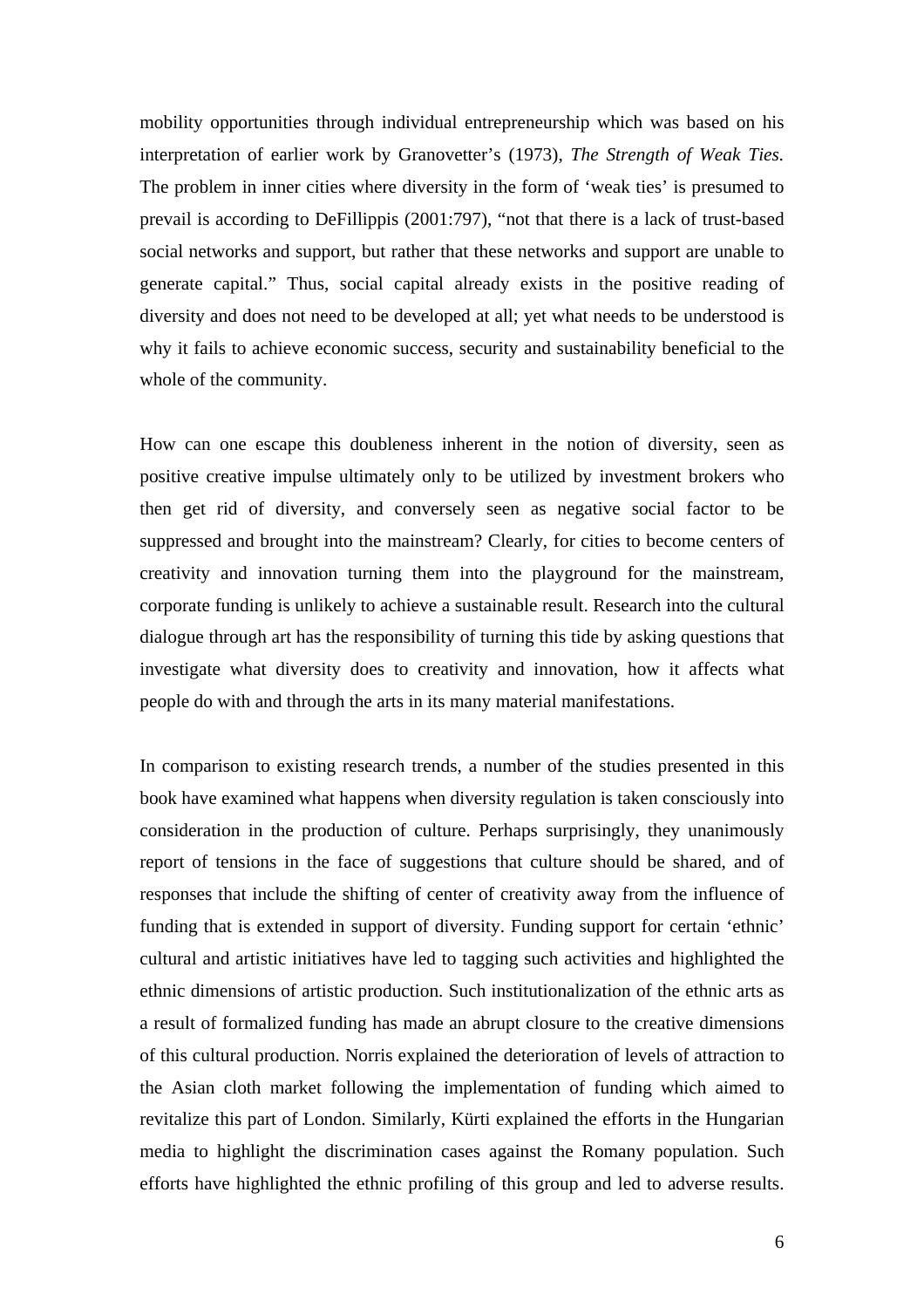mobility opportunities through individual entrepreneurship which was based on his interpretation of earlier work by Granovetter's (1973), *The Strength of Weak Ties.* The problem in inner cities where diversity in the form of 'weak ties' is presumed to prevail is according to DeFillippis (2001:797), "not that there is a lack of trust-based social networks and support, but rather that these networks and support are unable to generate capital." Thus, social capital already exists in the positive reading of diversity and does not need to be developed at all; yet what needs to be understood is why it fails to achieve economic success, security and sustainability beneficial to the whole of the community.

How can one escape this doubleness inherent in the notion of diversity, seen as positive creative impulse ultimately only to be utilized by investment brokers who then get rid of diversity, and conversely seen as negative social factor to be suppressed and brought into the mainstream? Clearly, for cities to become centers of creativity and innovation turning them into the playground for the mainstream, corporate funding is unlikely to achieve a sustainable result. Research into the cultural dialogue through art has the responsibility of turning this tide by asking questions that investigate what diversity does to creativity and innovation, how it affects what people do with and through the arts in its many material manifestations.

In comparison to existing research trends, a number of the studies presented in this book have examined what happens when diversity regulation is taken consciously into consideration in the production of culture. Perhaps surprisingly, they unanimously report of tensions in the face of suggestions that culture should be shared, and of responses that include the shifting of center of creativity away from the influence of funding that is extended in support of diversity. Funding support for certain 'ethnic' cultural and artistic initiatives have led to tagging such activities and highlighted the ethnic dimensions of artistic production. Such institutionalization of the ethnic arts as a result of formalized funding has made an abrupt closure to the creative dimensions of this cultural production. Norris explained the deterioration of levels of attraction to the Asian cloth market following the implementation of funding which aimed to revitalize this part of London. Similarly, Kürti explained the efforts in the Hungarian media to highlight the discrimination cases against the Romany population. Such efforts have highlighted the ethnic profiling of this group and led to adverse results.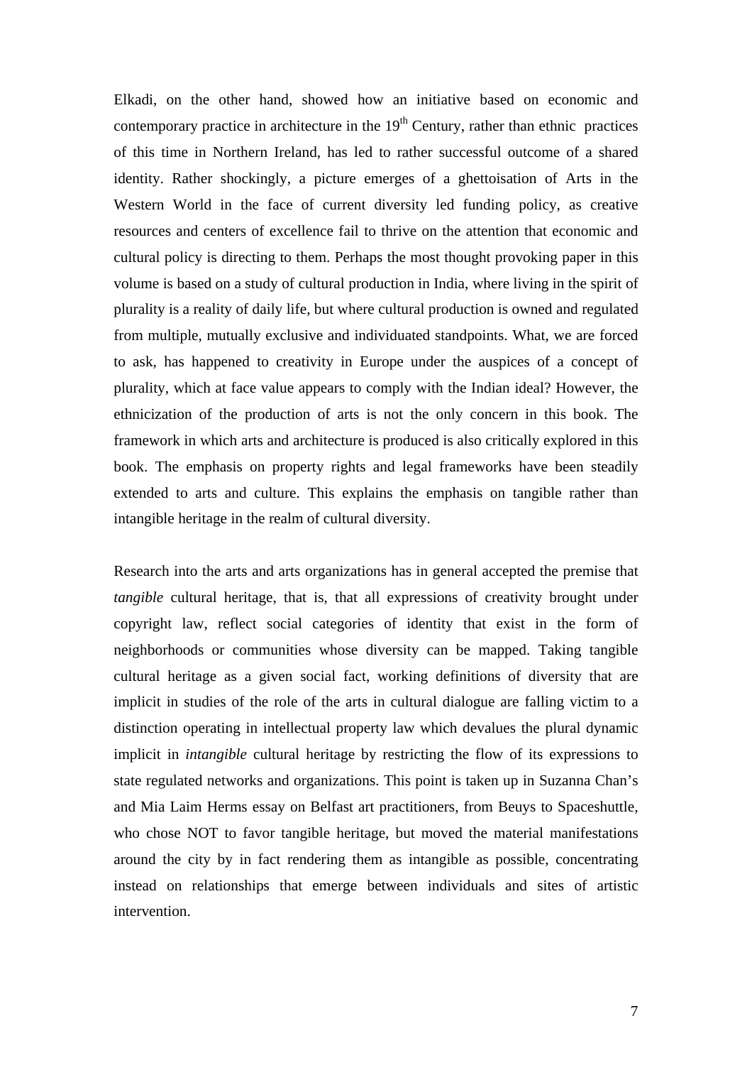Elkadi, on the other hand, showed how an initiative based on economic and contemporary practice in architecture in the 19th Century, rather than ethnic practices of this time in Northern Ireland, has led to rather successful outcome of a shared identity. Rather shockingly, a picture emerges of a ghettoisation of Arts in the Western World in the face of current diversity led funding policy, as creative resources and centers of excellence fail to thrive on the attention that economic and cultural policy is directing to them. Perhaps the most thought provoking paper in this volume is based on a study of cultural production in India, where living in the spirit of plurality is a reality of daily life, but where cultural production is owned and regulated from multiple, mutually exclusive and individuated standpoints. What, we are forced to ask, has happened to creativity in Europe under the auspices of a concept of plurality, which at face value appears to comply with the Indian ideal? However, the ethnicization of the production of arts is not the only concern in this book. The framework in which arts and architecture is produced is also critically explored in this book. The emphasis on property rights and legal frameworks have been steadily extended to arts and culture. This explains the emphasis on tangible rather than intangible heritage in the realm of cultural diversity.

Research into the arts and arts organizations has in general accepted the premise that *tangible* cultural heritage, that is, that all expressions of creativity brought under copyright law, reflect social categories of identity that exist in the form of neighborhoods or communities whose diversity can be mapped. Taking tangible cultural heritage as a given social fact, working definitions of diversity that are implicit in studies of the role of the arts in cultural dialogue are falling victim to a distinction operating in intellectual property law which devalues the plural dynamic implicit in *intangible* cultural heritage by restricting the flow of its expressions to state regulated networks and organizations. This point is taken up in Suzanna Chan's and Mia Laim Herms essay on Belfast art practitioners, from Beuys to Spaceshuttle, who chose NOT to favor tangible heritage, but moved the material manifestations around the city by in fact rendering them as intangible as possible, concentrating instead on relationships that emerge between individuals and sites of artistic intervention.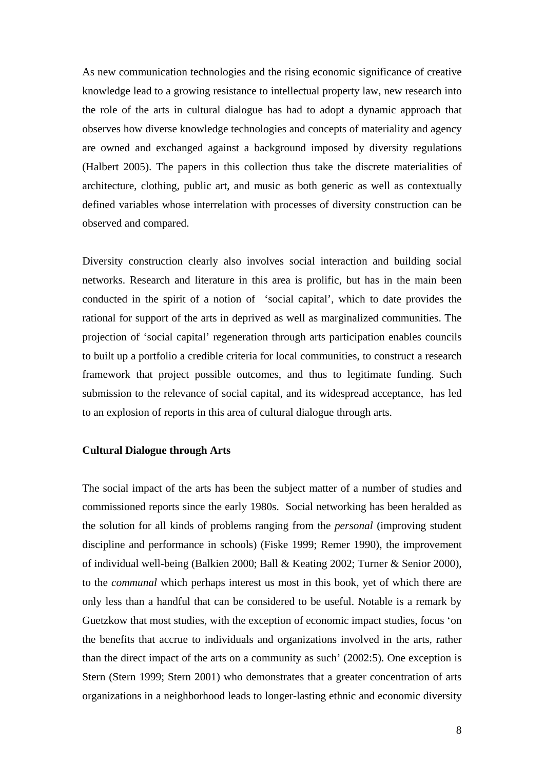As new communication technologies and the rising economic significance of creative knowledge lead to a growing resistance to intellectual property law, new research into the role of the arts in cultural dialogue has had to adopt a dynamic approach that observes how diverse knowledge technologies and concepts of materiality and agency are owned and exchanged against a background imposed by diversity regulations (Halbert 2005). The papers in this collection thus take the discrete materialities of architecture, clothing, public art, and music as both generic as well as contextually defined variables whose interrelation with processes of diversity construction can be observed and compared.

Diversity construction clearly also involves social interaction and building social networks. Research and literature in this area is prolific, but has in the main been conducted in the spirit of a notion of 'social capital', which to date provides the rational for support of the arts in deprived as well as marginalized communities. The projection of 'social capital' regeneration through arts participation enables councils to built up a portfolio a credible criteria for local communities, to construct a research framework that project possible outcomes, and thus to legitimate funding. Such submission to the relevance of social capital, and its widespread acceptance, has led to an explosion of reports in this area of cultural dialogue through arts.

**Cultural Dialogue through Arts**

The social impact of the arts has been the subject matter of a number of studies and commissioned reports since the early 1980s. Social networking has been heralded as the solution for all kinds of problems ranging from the *personal* (improving student discipline and performance in schools) (Fiske 1999; Remer 1990), the improvement of individual well-being (Balkien 2000; Ball & Keating 2002; Turner & Senior 2000), to the *communal* which perhaps interest us most in this book, yet of which there are only less than a handful that can be considered to be useful. Notable is a remark by Guetzkow that most studies, with the exception of economic impact studies, focus 'on the benefits that accrue to individuals and organizations involved in the arts, rather than the direct impact of the arts on a community as such' (2002:5). One exception is Stern (Stern 1999; Stern 2001) who demonstrates that a greater concentration of arts organizations in a neighborhood leads to longer-lasting ethnic and economic diversity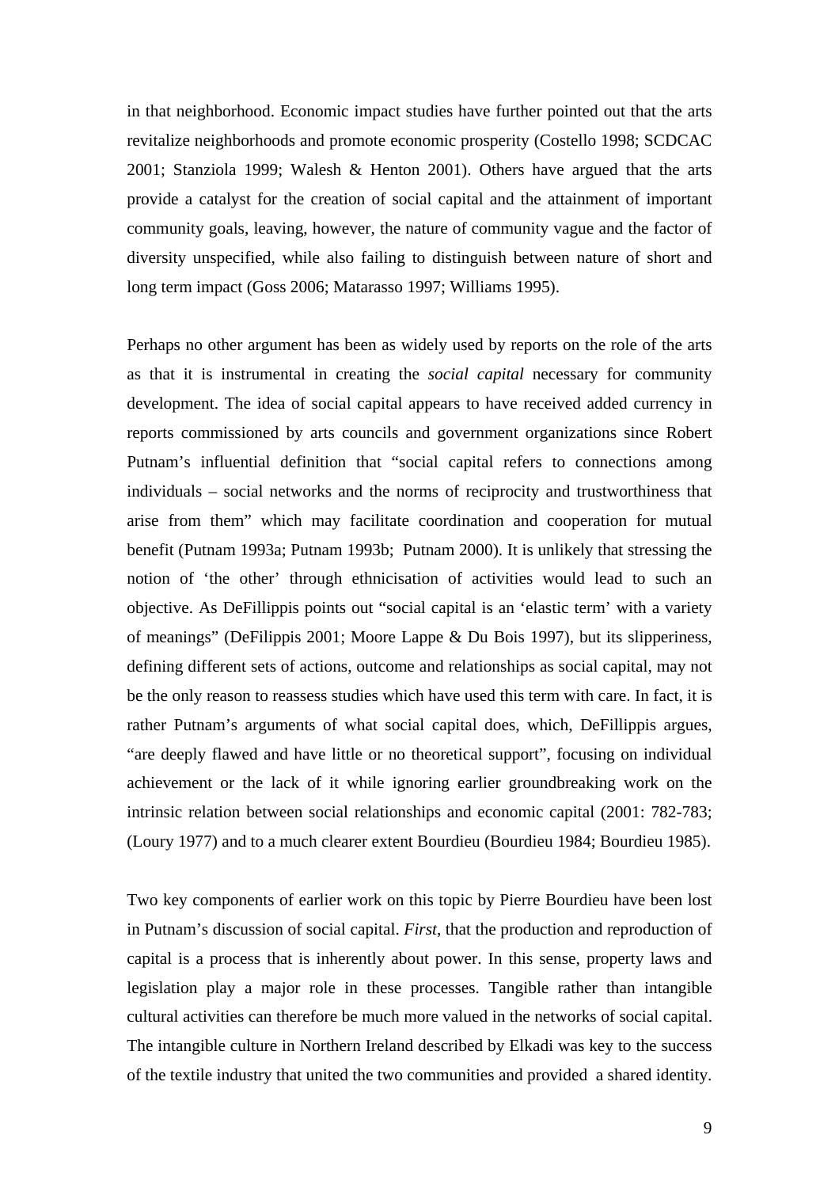in that neighborhood. Economic impact studies have further pointed out that the arts revitalize neighborhoods and promote economic prosperity (Costello 1998; SCDCAC 2001; Stanziola 1999; Walesh & Henton 2001). Others have argued that the arts provide a catalyst for the creation of social capital and the attainment of important community goals, leaving, however, the nature of community vague and the factor of diversity unspecified, while also failing to distinguish between nature of short and long term impact (Goss 2006; Matarasso 1997; Williams 1995).

Perhaps no other argument has been as widely used by reports on the role of the arts as that it is instrumental in creating the *social capital* necessary for community development. The idea of social capital appears to have received added currency in reports commissioned by arts councils and government organizations since Robert Putnam's influential definition that "social capital refers to connections among individuals – social networks and the norms of reciprocity and trustworthiness that arise from them" which may facilitate coordination and cooperation for mutual benefit (Putnam 1993a; Putnam 1993b; Putnam 2000). It is unlikely that stressing the notion of 'the other' through ethnicisation of activities would lead to such an objective. As DeFillippis points out "social capital is an 'elastic term' with a variety of meanings" (DeFilippis 2001; Moore Lappe & Du Bois 1997), but its slipperiness, defining different sets of actions, outcome and relationships as social capital, may not be the only reason to reassess studies which have used this term with care. In fact, it is rather Putnam's arguments of what social capital does, which, DeFillippis argues, "are deeply flawed and have little or no theoretical support", focusing on individual achievement or the lack of it while ignoring earlier groundbreaking work on the intrinsic relation between social relationships and economic capital (2001: 782-783; (Loury 1977) and to a much clearer extent Bourdieu (Bourdieu 1984; Bourdieu 1985).

Two key components of earlier work on this topic by Pierre Bourdieu have been lost in Putnam's discussion of social capital. *First*, that the production and reproduction of capital is a process that is inherently about power. In this sense, property laws and legislation play a major role in these processes. Tangible rather than intangible cultural activities can therefore be much more valued in the networks of social capital. The intangible culture in Northern Ireland described by Elkadi was key to the success of the textile industry that united the two communities and provided a shared identity.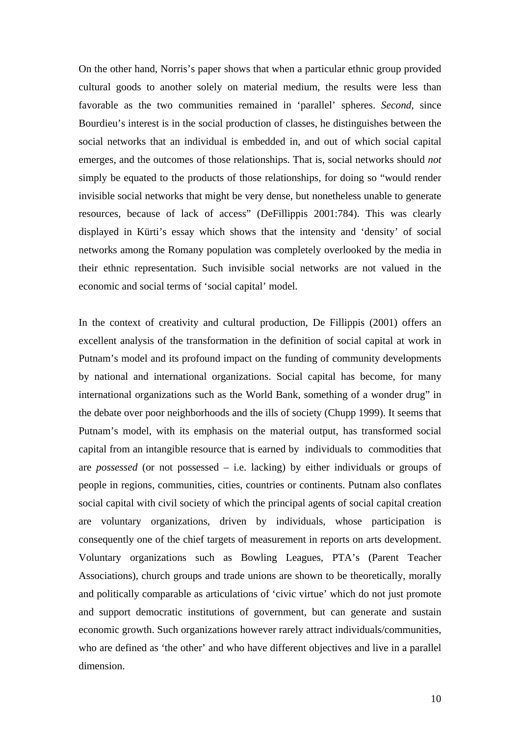On the other hand, Norris's paper shows that when a particular ethnic group provided cultural goods to another solely on material medium, the results were less than favorable as the two communities remained in 'parallel' spheres. *Second*, since Bourdieu's interest is in the social production of classes, he distinguishes between the social networks that an individual is embedded in, and out of which social capital emerges, and the outcomes of those relationships. That is, social networks should *not* simply be equated to the products of those relationships, for doing so "would render invisible social networks that might be very dense, but nonetheless unable to generate resources, because of lack of access" (DeFillippis 2001:784). This was clearly displayed in Kürti's essay which shows that the intensity and 'density' of social networks among the Romany population was completely overlooked by the media in their ethnic representation. Such invisible social networks are not valued in the economic and social terms of 'social capital' model.

In the context of creativity and cultural production, De Fillippis (2001) offers an excellent analysis of the transformation in the definition of social capital at work in Putnam's model and its profound impact on the funding of community developments by national and international organizations. Social capital has become, for many international organizations such as the World Bank, something of a wonder drug" in the debate over poor neighborhoods and the ills of society (Chupp 1999). It seems that Putnam's model, with its emphasis on the material output, has transformed social capital from an intangible resource that is earned by individuals to commodities that are *possessed* (or not possessed – i.e. lacking) by either individuals or groups of people in regions, communities, cities, countries or continents. Putnam also conflates social capital with civil society of which the principal agents of social capital creation are voluntary organizations, driven by individuals, whose participation is consequently one of the chief targets of measurement in reports on arts development. Voluntary organizations such as Bowling Leagues, PTA's (Parent Teacher Associations), church groups and trade unions are shown to be theoretically, morally and politically comparable as articulations of 'civic virtue' which do not just promote and support democratic institutions of government, but can generate and sustain economic growth. Such organizations however rarely attract individuals/communities, who are defined as 'the other' and who have different objectives and live in a parallel dimension.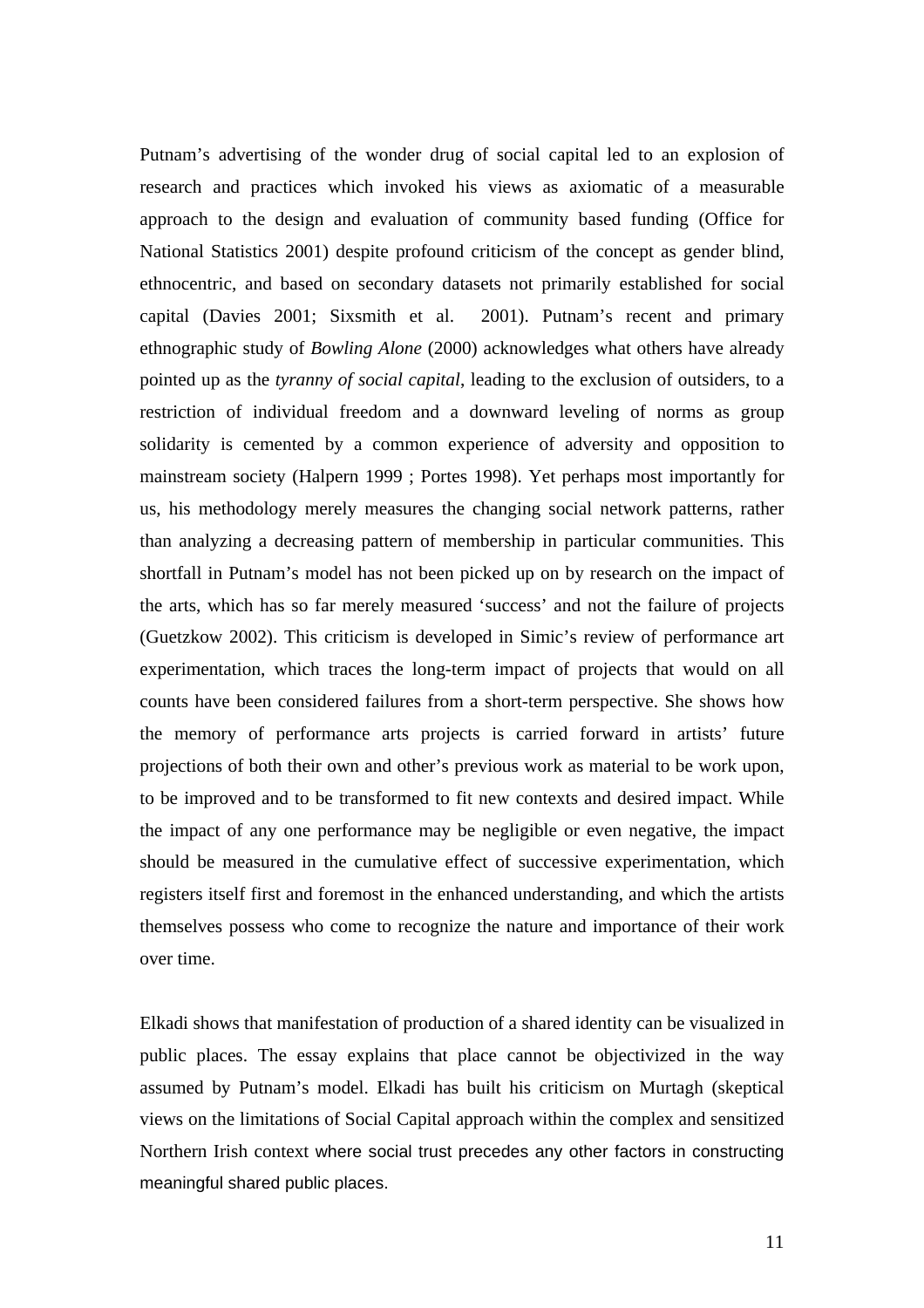Putnam's advertising of the wonder drug of social capital led to an explosion of research and practices which invoked his views as axiomatic of a measurable approach to the design and evaluation of community based funding (Office for National Statistics 2001) despite profound criticism of the concept as gender blind, ethnocentric, and based on secondary datasets not primarily established for social capital (Davies 2001; Sixsmith et al. 2001). Putnam's recent and primary ethnographic study of *Bowling Alone* (2000) acknowledges what others have already pointed up as the *tyranny of social capital*, leading to the exclusion of outsiders, to a restriction of individual freedom and a downward leveling of norms as group solidarity is cemented by a common experience of adversity and opposition to mainstream society (Halpern 1999 ; Portes 1998). Yet perhaps most importantly for us, his methodology merely measures the changing social network patterns, rather than analyzing a decreasing pattern of membership in particular communities. This shortfall in Putnam's model has not been picked up on by research on the impact of the arts, which has so far merely measured 'success' and not the failure of projects (Guetzkow 2002). This criticism is developed in Simic's review of performance art experimentation, which traces the long-term impact of projects that would on all counts have been considered failures from a short-term perspective. She shows how the memory of performance arts projects is carried forward in artists' future projections of both their own and other's previous work as material to be work upon, to be improved and to be transformed to fit new contexts and desired impact. While the impact of any one performance may be negligible or even negative, the impact should be measured in the cumulative effect of successive experimentation, which registers itself first and foremost in the enhanced understanding, and which the artists themselves possess who come to recognize the nature and importance of their work over time.

Elkadi shows that manifestation of production of a shared identity can be visualized in public places. The essay explains that place cannot be objectivized in the way assumed by Putnam's model. Elkadi has built his criticism on Murtagh (skeptical views on the limitations of Social Capital approach within the complex and sensitized Northern Irish context where social trust precedes any other factors in constructing meaningful shared public places.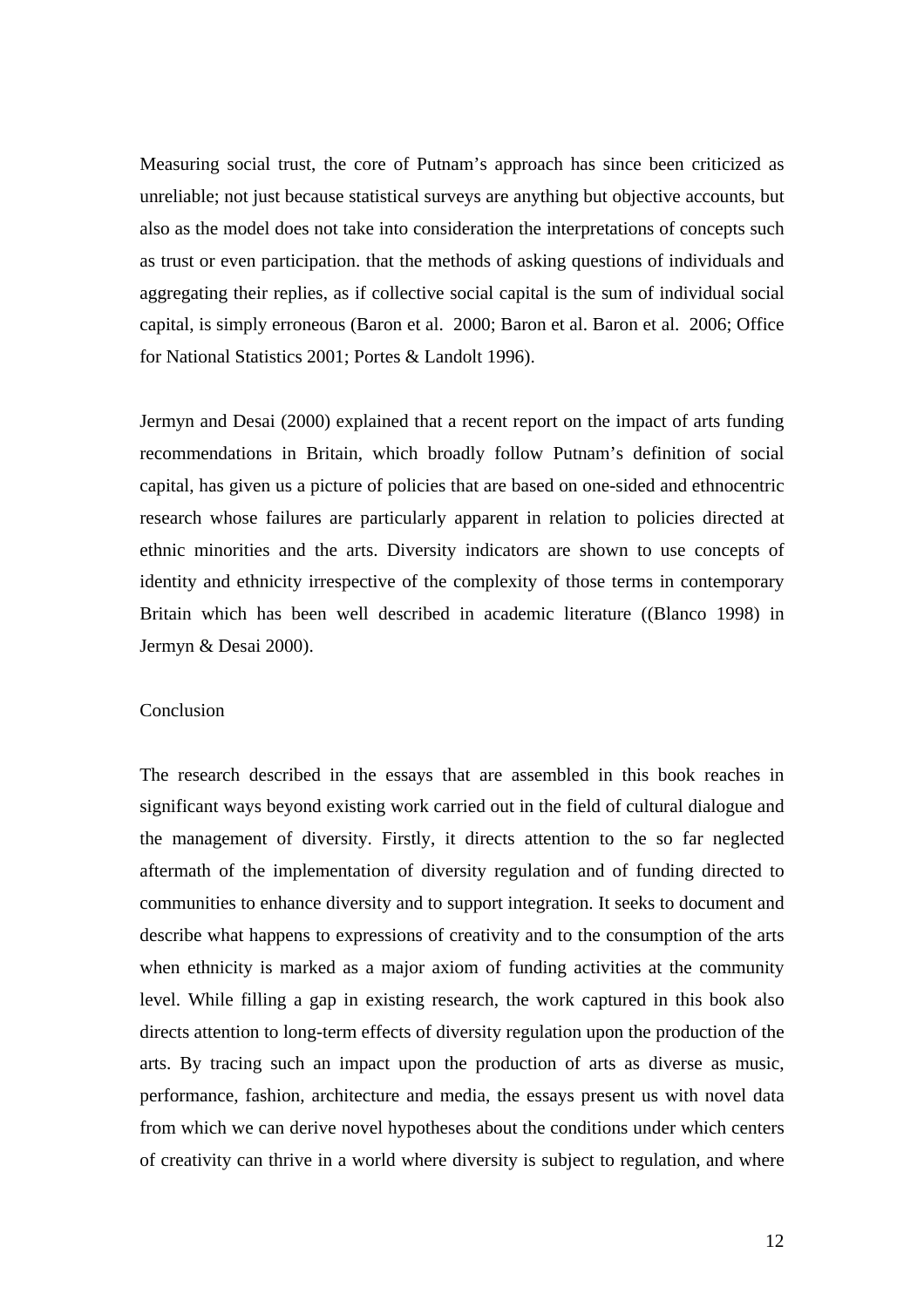Measuring social trust, the core of Putnam's approach has since been criticized as unreliable; not just because statistical surveys are anything but objective accounts, but also as the model does not take into consideration the interpretations of concepts such as trust or even participation. that the methods of asking questions of individuals and aggregating their replies, as if collective social capital is the sum of individual social capital, is simply erroneous (Baron et al. 2000; Baron et al. Baron et al. 2006; Office for National Statistics 2001; Portes & Landolt 1996).

Jermyn and Desai (2000) explained that a recent report on the impact of arts funding recommendations in Britain, which broadly follow Putnam's definition of social capital, has given us a picture of policies that are based on one-sided and ethnocentric research whose failures are particularly apparent in relation to policies directed at ethnic minorities and the arts. Diversity indicators are shown to use concepts of identity and ethnicity irrespective of the complexity of those terms in contemporary Britain which has been well described in academic literature ((Blanco 1998) in Jermyn & Desai 2000).

## Conclusion

The research described in the essays that are assembled in this book reaches in significant ways beyond existing work carried out in the field of cultural dialogue and the management of diversity. Firstly, it directs attention to the so far neglected aftermath of the implementation of diversity regulation and of funding directed to communities to enhance diversity and to support integration. It seeks to document and describe what happens to expressions of creativity and to the consumption of the arts when ethnicity is marked as a major axiom of funding activities at the community level. While filling a gap in existing research, the work captured in this book also directs attention to long-term effects of diversity regulation upon the production of the arts. By tracing such an impact upon the production of arts as diverse as music, performance, fashion, architecture and media, the essays present us with novel data from which we can derive novel hypotheses about the conditions under which centers of creativity can thrive in a world where diversity is subject to regulation, and where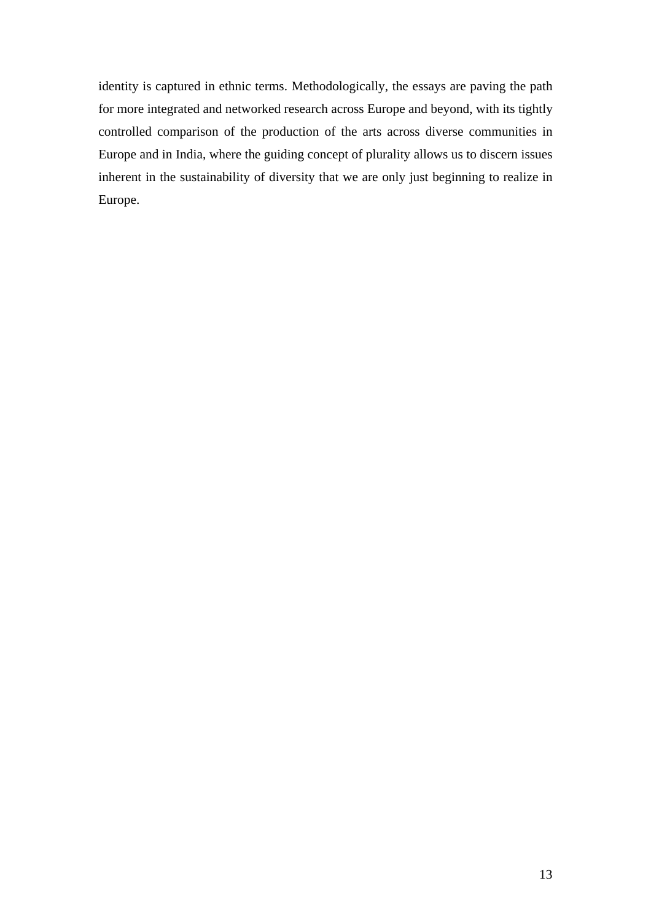identity is captured in ethnic terms. Methodologically, the essays are paving the path for more integrated and networked research across Europe and beyond, with its tightly controlled comparison of the production of the arts across diverse communities in Europe and in India, where the guiding concept of plurality allows us to discern issues inherent in the sustainability of diversity that we are only just beginning to realize in Europe.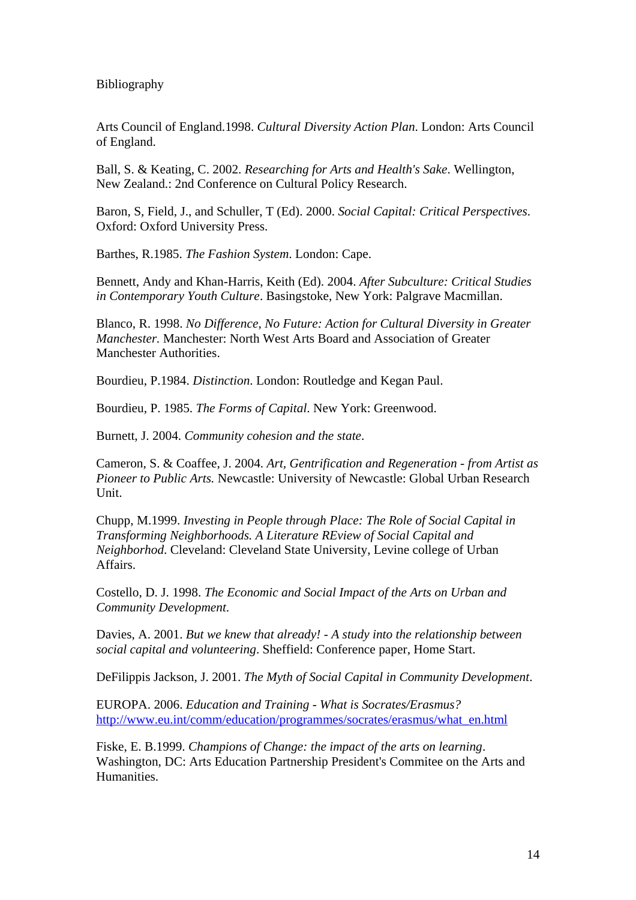Bibliography

Arts Council of England.1998. *Cultural Diversity Action Plan*. London: Arts Council of England.

Ball, S. & Keating, C. 2002. *Researching for Arts and Health's Sake*. Wellington, New Zealand.: 2nd Conference on Cultural Policy Research.

Baron, S, Field, J., and Schuller, T (Ed). 2000. *Social Capital: Critical Perspectives*. Oxford: Oxford University Press.

Barthes, R.1985. *The Fashion System*. London: Cape.

Bennett, Andy and Khan-Harris, Keith (Ed). 2004. *After Subculture: Critical Studies in Contemporary Youth Culture*. Basingstoke, New York: Palgrave Macmillan.

Blanco, R. 1998. *No Difference, No Future: Action for Cultural Diversity in Greater Manchester.* Manchester: North West Arts Board and Association of Greater Manchester Authorities.

Bourdieu, P.1984. *Distinction*. London: Routledge and Kegan Paul.

Bourdieu, P. 1985. *The Forms of Capital*. New York: Greenwood.

Burnett, J. 2004. *Community cohesion and the state*.

Cameron, S. & Coaffee, J. 2004. *Art, Gentrification and Regeneration - from Artist as Pioneer to Public Arts.* Newcastle: University of Newcastle: Global Urban Research Unit.

Chupp, M.1999. *Investing in People through Place: The Role of Social Capital in Transforming Neighborhoods. A Literature REview of Social Capital and Neighborhod*. Cleveland: Cleveland State University, Levine college of Urban Affairs.

Costello, D. J. 1998. *The Economic and Social Impact of the Arts on Urban and Community Development*.

Davies, A. 2001. *But we knew that already! - A study into the relationship between social capital and volunteering*. Sheffield: Conference paper, Home Start.

DeFilippis Jackson, J. 2001. *The Myth of Social Capital in Community Development*.

EUROPA. 2006. *Education and Training - What is Socrates/Erasmus?* http://www.eu.int/comm/education/programmes/socrates/erasmus/what_en.html

Fiske, E. B.1999. *Champions of Change: the impact of the arts on learning*. Washington, DC: Arts Education Partnership President's Commitee on the Arts and Humanities.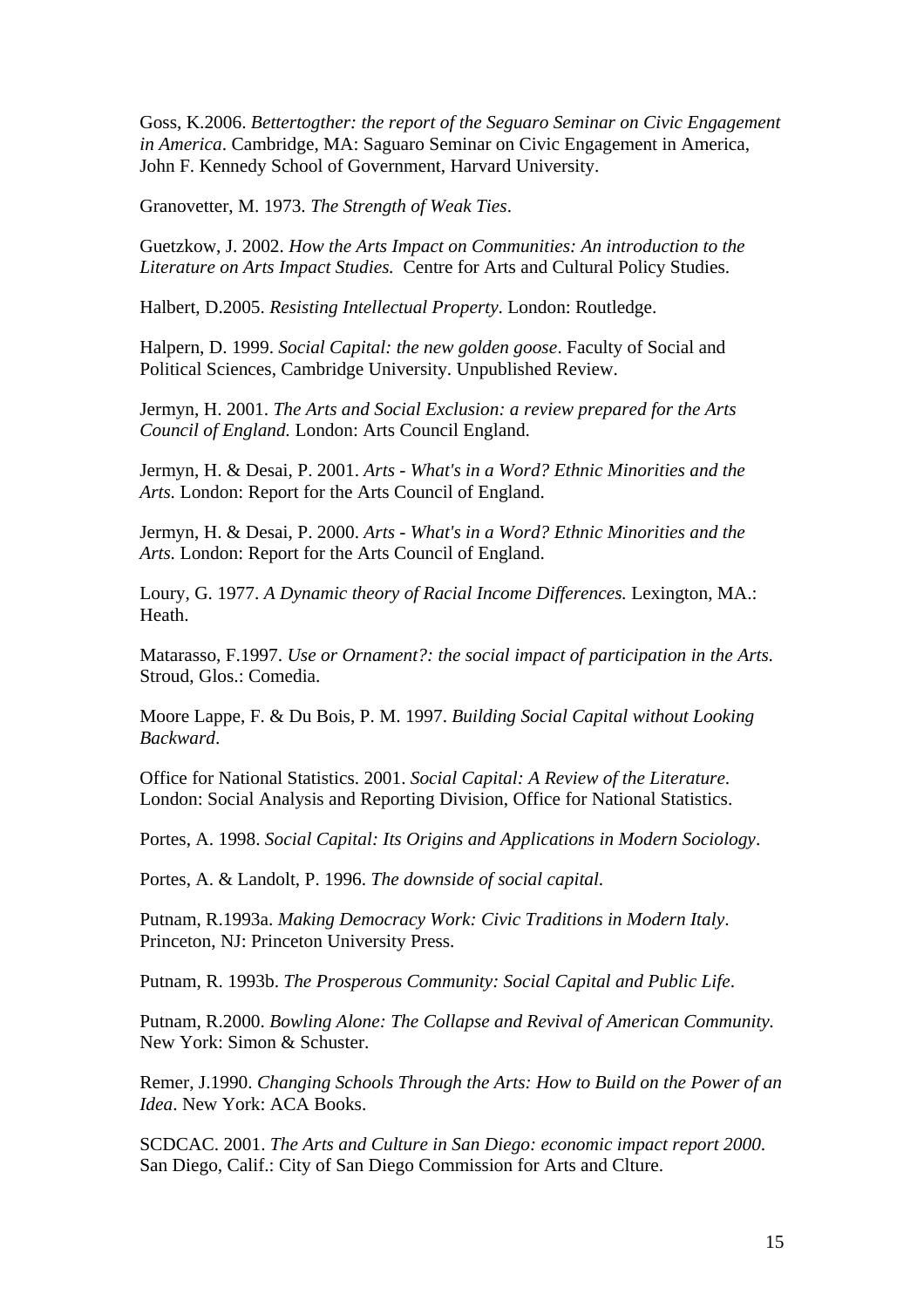Goss, K.2006. *Bettertogther: the report of the Seguaro Seminar on Civic Engagement in America*. Cambridge, MA: Saguaro Seminar on Civic Engagement in America, John F. Kennedy School of Government, Harvard University.

Granovetter, M. 1973. *The Strength of Weak Ties*.

Guetzkow, J. 2002. *How the Arts Impact on Communities: An introduction to the Literature on Arts Impact Studies.* Centre for Arts and Cultural Policy Studies.

Halbert, D.2005. *Resisting Intellectual Property*. London: Routledge.

Halpern, D. 1999. *Social Capital: the new golden goose*. Faculty of Social and Political Sciences, Cambridge University. Unpublished Review.

Jermyn, H. 2001. *The Arts and Social Exclusion: a review prepared for the Arts Council of England.* London: Arts Council England.

Jermyn, H. & Desai, P. 2001. *Arts - What's in a Word? Ethnic Minorities and the Arts.* London: Report for the Arts Council of England.

Jermyn, H. & Desai, P. 2000. *Arts - What's in a Word? Ethnic Minorities and the Arts.* London: Report for the Arts Council of England.

Loury, G. 1977. *A Dynamic theory of Racial Income Differences.* Lexington, MA.: Heath.

Matarasso, F.1997. *Use or Ornament?: the social impact of participation in the Arts.* Stroud, Glos.: Comedia.

Moore Lappe, F. & Du Bois, P. M. 1997. *Building Social Capital without Looking Backward*.

Office for National Statistics. 2001. *Social Capital: A Review of the Literature*. London: Social Analysis and Reporting Division, Office for National Statistics.

Portes, A. 1998. *Social Capital: Its Origins and Applications in Modern Sociology*.

Portes, A. & Landolt, P. 1996. *The downside of social capital.*

Putnam, R.1993a. *Making Democracy Work: Civic Traditions in Modern Italy*. Princeton, NJ: Princeton University Press.

Putnam, R. 1993b. *The Prosperous Community: Social Capital and Public Life*.

Putnam, R.2000. *Bowling Alone: The Collapse and Revival of American Community.* New York: Simon & Schuster.

Remer, J.1990. *Changing Schools Through the Arts: How to Build on the Power of an Idea*. New York: ACA Books.

SCDCAC. 2001. *The Arts and Culture in San Diego: economic impact report 2000*. San Diego, Calif.: City of San Diego Commission for Arts and Clture.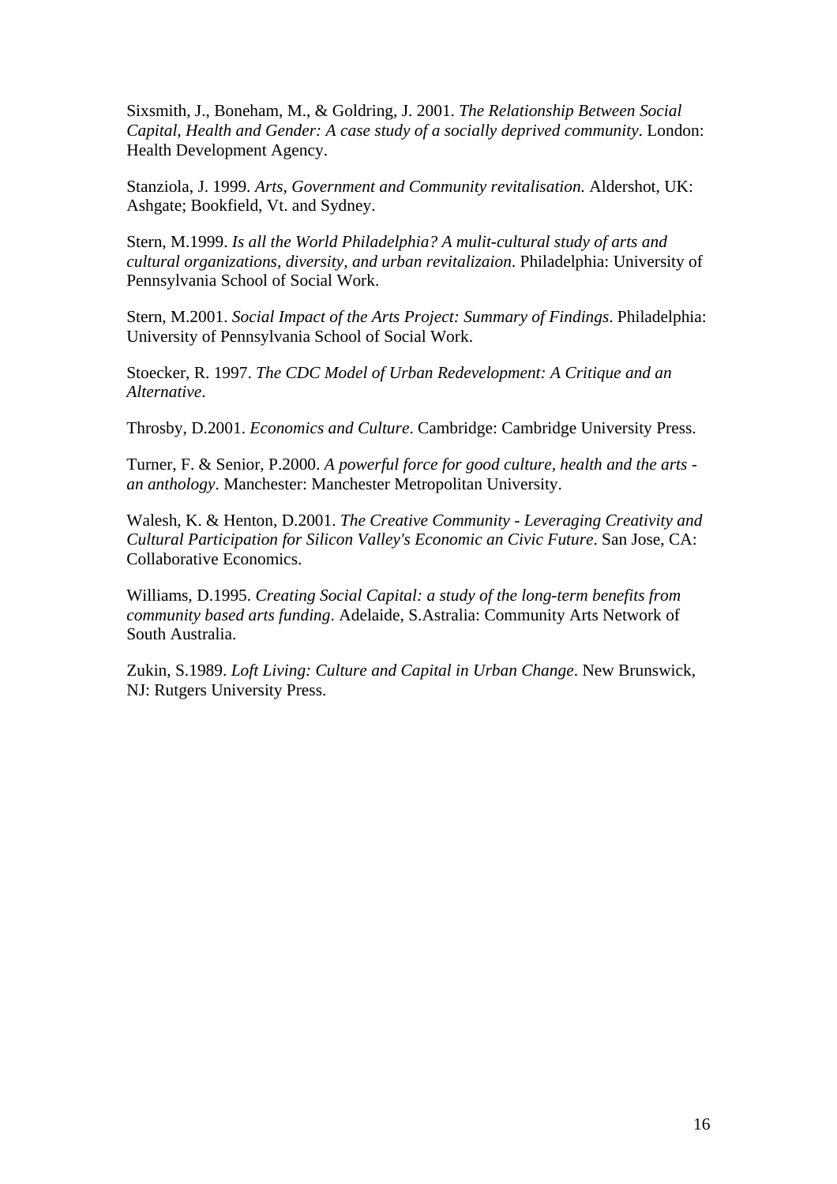Sixsmith, J., Boneham, M., & Goldring, J. 2001. *The Relationship Between Social Capital, Health and Gender: A case study of a socially deprived community*. London: Health Development Agency.

Stanziola, J. 1999. *Arts, Government and Community revitalisation.* Aldershot, UK: Ashgate; Bookfield, Vt. and Sydney.

Stern, M.1999. *Is all the World Philadelphia? A mulit-cultural study of arts and cultural organizations, diversity, and urban revitalizaion*. Philadelphia: University of Pennsylvania School of Social Work.

Stern, M.2001. *Social Impact of the Arts Project: Summary of Findings*. Philadelphia: University of Pennsylvania School of Social Work.

Stoecker, R. 1997. *The CDC Model of Urban Redevelopment: A Critique and an Alternative*.

Throsby, D.2001. *Economics and Culture*. Cambridge: Cambridge University Press.

Turner, F. & Senior, P.2000. *A powerful force for good culture, health and the arts - an anthology*. Manchester: Manchester Metropolitan University.

Walesh, K. & Henton, D.2001. *The Creative Community - Leveraging Creativity and Cultural Participation for Silicon Valley's Economic an Civic Future*. San Jose, CA: Collaborative Economics.

Williams, D.1995. *Creating Social Capital: a study of the long-term benefits from community based arts funding*. Adelaide, S.Astralia: Community Arts Network of South Australia.

Zukin, S.1989. *Loft Living: Culture and Capital in Urban Change*. New Brunswick, NJ: Rutgers University Press.